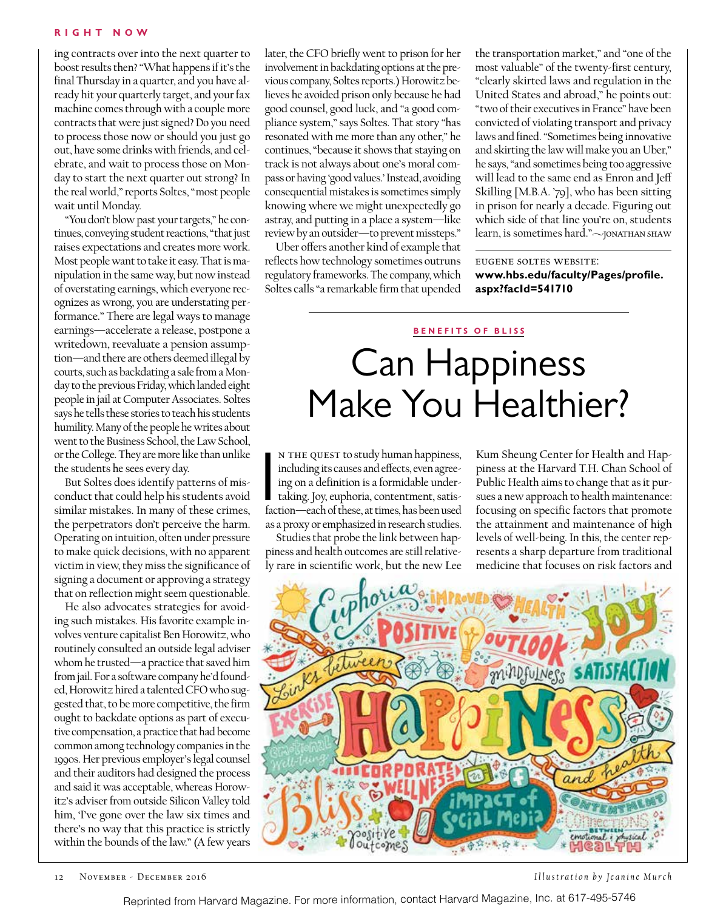ing contracts over into the next quarter to boost results then? "What happens if it's the final Thursday in a quarter, and you have already hit your quarterly target, and your fax machine comes through with a couple more contracts that were just signed? Do you need to process those now or should you just go out, have some drinks with friends, and celebrate, and wait to process those on Monday to start the next quarter out strong? In the real world," reports Soltes, "most people wait until Monday.

"You don't blow past your targets," he continues, conveying student reactions, "that just raises expectations and creates more work. Most people want to take it easy. That is manipulation in the same way, but now instead of overstating earnings, which everyone recognizes as wrong, you are understating performance." There are legal ways to manage earnings—accelerate a release, postpone a writedown, reevaluate a pension assumption—and there are others deemed illegal by courts, such as backdating a sale from a Monday to the previous Friday, which landed eight people in jail at Computer Associates. Soltes says he tells these stories to teach his students humility. Many of the people he writes about went to the Business School, the Law School, or the College. They are more like than unlike the students he sees every day.

But Soltes does identify patterns of misconduct that could help his students avoid similar mistakes. In many of these crimes, the perpetrators don't perceive the harm. Operating on intuition, often under pressure to make quick decisions, with no apparent victim in view, they miss the significance of signing a document or approving a strategy that on reflection might seem questionable.

He also advocates strategies for avoiding such mistakes. His favorite example involves venture capitalist Ben Horowitz, who routinely consulted an outside legal adviser whom he trusted—a practice that saved him from jail. For a software company he'd founded, Horowitz hired a talented CFO who suggested that, to be more competitive, the firm ought to backdate options as part of executive compensation, a practice that had become common among technology companies in the 1990s. Her previous employer's legal counsel and their auditors had designed the process and said it was acceptable, whereas Horowitz's adviser from outside Silicon Valley told him, 'I've gone over the law six times and there's no way that this practice is strictly within the bounds of the law." (A few years later, the CFO briefly went to prison for her involvement in backdating options at the previous company, Soltes reports.) Horowitz believes he avoided prison only because he had good counsel, good luck, and "a good compliance system," says Soltes. That story "has resonated with me more than any other," he continues, "because it shows that staying on track is not always about one's moral compass or having 'good values.' Instead, avoiding consequential mistakes is sometimes simply knowing where we might unexpectedly go astray, and putting in a place a system—like review by an outsider—to prevent missteps."

Uber offers another kind of example that reflects how technology sometimes outruns regulatory frameworks. The company, which Soltes calls "a remarkable firm that upended the transportation market," and "one of the most valuable" of the twenty-first century, "clearly skirted laws and regulation in the United States and abroad," he points out: "two of their executives in France" have been convicted of violating transport and privacy laws and fined. "Sometimes being innovative and skirting the law will make you an Uber," he says, "and sometimes being too aggressive will lead to the same end as Enron and Jeff Skilling [M.B.A. '79], who has been sitting in prison for nearly a decade. Figuring out which side of that line you're on, students learn, is sometimes hard." ~JONATHAN SHAW

EUGENE SOLTES WEBSITE:
**www.hbs.edu/faculty/Pages/profile.aspx?facId=541710**

BENEFITS OF BLISS

# Can Happiness Make You Healthier?

In the quest to study human happiness, including its causes and effects, even agreeing on a definition is a formidable undertaking. Joy, euphoria, contentment, satisfaction—each of these, at times, has been used as a proxy or emphasized in research studies.

Studies that probe the link between happiness and health outcomes are still relatively rare in scientific work, but the new Lee Kum Sheung Center for Health and Happiness at the Harvard T.H. Chan School of Public Health aims to change that as it pursues a new approach to health maintenance: focusing on specific factors that promote the attainment and maintenance of high levels of well-being. In this, the center represents a sharp departure from traditional medicine that focuses on risk factors and

*Illustration by Jeanine Murch*

Reprinted from Harvard Magazine. For more information, contact Harvard Magazine, Inc. at 617-495-5746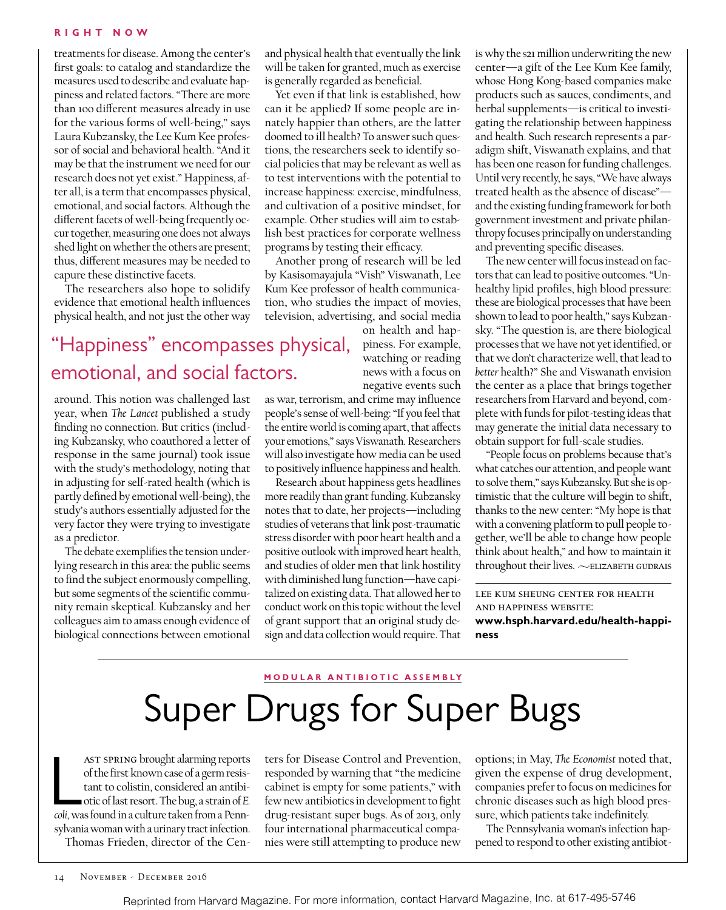treatments for disease. Among the center's first goals: to catalog and standardize the measures used to describe and evaluate happiness and related factors. "There are more than 100 different measures already in use for the various forms of well-being," says Laura Kubzansky, the Lee Kum Kee professor of social and behavioral health. "And it may be that the instrument we need for our research does not yet exist." Happiness, after all, is a term that encompasses physical, emotional, and social factors. Although the different facets of well-being frequently occur together, measuring one does not always shed light on whether the others are present; thus, different measures may be needed to capure these distinctive facets.

The researchers also hope to solidify evidence that emotional health influences physical health, and not just the other way around. This notion was challenged last year, when *The Lancet* published a study finding no connection. But critics (including Kubzansky, who coauthored a letter of response in the same journal) took issue with the study's methodology, noting that in adjusting for self-rated health (which is partly defined by emotional well-being), the study's authors essentially adjusted for the very factor they were trying to investigate as a predictor.

The debate exemplifies the tension underlying research in this area: the public seems to find the subject enormously compelling, but some segments of the scientific community remain skeptical. Kubzansky and her colleagues aim to amass enough evidence of biological connections between emotional and physical health that eventually the link will be taken for granted, much as exercise is generally regarded as beneficial.

Yet even if that link is established, how can it be applied? If some people are innately happier than others, are the latter doomed to ill health? To answer such questions, the researchers seek to identify social policies that may be relevant as well as to test interventions with the potential to increase happiness: exercise, mindfulness, and cultivation of a positive mindset, for example. Other studies will aim to establish best practices for corporate wellness programs by testing their efficacy.

Another prong of research will be led by Kasisomayajula "Vish" Viswanath, Lee Kum Kee professor of health communication, who studies the impact of movies, television, advertising, and social media on health and happiness. For example, watching or reading news with a focus on negative events such as war, terrorism, and crime may influence people's sense of well-being: "If you feel that the entire world is coming apart, that affects your emotions," says Viswanath. Researchers will also investigate how media can be used to positively influence happiness and health.

> "Happiness" encompasses physical, emotional, and social factors.

Research about happiness gets headlines more readily than grant funding. Kubzansky notes that to date, her projects—including studies of veterans that link post-traumatic stress disorder with poor heart health and a positive outlook with improved heart health, and studies of older men that link hostility with diminished lung function—have capitalized on existing data. That allowed her to conduct work on this topic without the level of grant support that an original study design and data collection would require. That is why the $21 million underwriting the new center—a gift of the Lee Kum Kee family, whose Hong Kong-based companies make products such as sauces, condiments, and herbal supplements—is critical to investigating the relationship between happiness and health. Such research represents a paradigm shift, Viswanath explains, and that has been one reason for funding challenges. Until very recently, he says, "We have always treated health as the absence of disease"—and the existing funding framework for both government investment and private philanthropy focuses principally on understanding and preventing specific diseases.

The new center will focus instead on factors that can lead to positive outcomes. "Unhealthy lipid profiles, high blood pressure: these are biological processes that have been shown to lead to poor health," says Kubzansky. "The question is, are there biological processes that we have not yet identified, or that we don't characterize well, that lead to *better* health?" She and Viswanath envision the center as a place that brings together researchers from Harvard and beyond, complete with funds for pilot-testing ideas that may generate the initial data necessary to obtain support for full-scale studies.

"People focus on problems because that's what catches our attention, and people want to solve them," says Kubzansky. But she is optimistic that the culture will begin to shift, thanks to the new center: "My hope is that with a convening platform to pull people together, we'll be able to change how people think about health," and how to maintain it throughout their lives. ~ELIZABETH GUDRAIS

LEE KUM SHEUNG CENTER FOR HEALTH AND HAPPINESS WEBSITE:
**www.hsph.harvard.edu/health-happiness**

MODULAR ANTIBIOTIC ASSEMBLY

# Super Drugs for Super Bugs

LAST SPRING brought alarming reports of the first known case of a germ resistant to colistin, considered an antibiotic of last resort. The bug, a strain of *E. coli*, was found in a culture taken from a Pennsylvania woman with a urinary tract infection.

Thomas Frieden, director of the Centers for Disease Control and Prevention, responded by warning that "the medicine cabinet is empty for some patients," with few new antibiotics in development to fight drug-resistant super bugs. As of 2013, only four international pharmaceutical companies were still attempting to produce new options; in May, *The Economist* noted that, given the expense of drug development, companies prefer to focus on medicines for chronic diseases such as high blood pressure, which patients take indefinitely.

The Pennsylvania woman's infection happened to respond to other existing antibiot-

Reprinted from Harvard Magazine. For more information, contact Harvard Magazine, Inc. at 617-495-5746